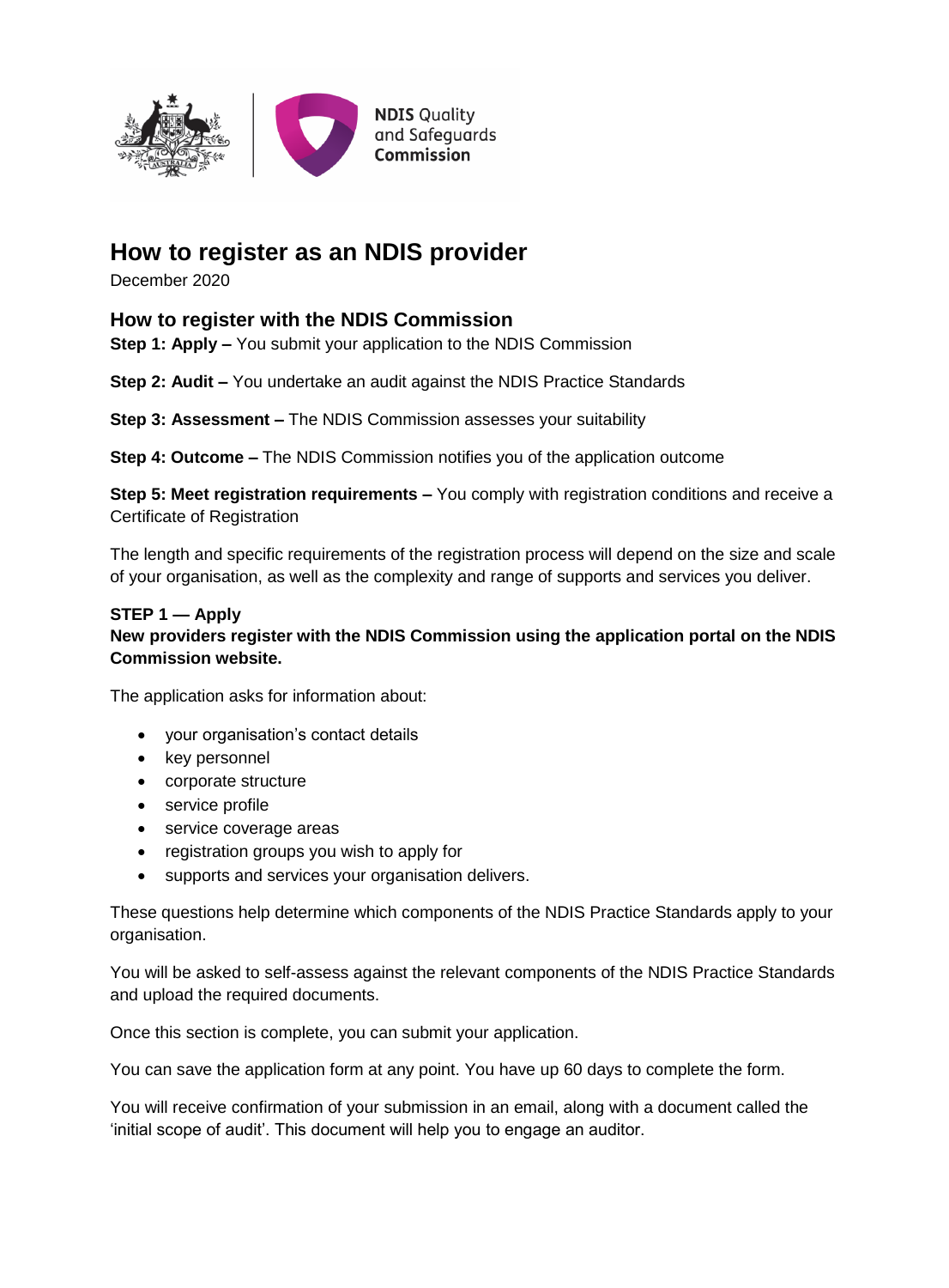# How to register as an NDIS provider

December 2020

## How to register with the NDIS Commission

**Step 1: Apply –** You submit your application to the NDIS Commission

**Step 2: Audit –** You undertake an audit against the NDIS Practice Standards

**Step 3: Assessment –** The NDIS Commission assesses your suitability

**Step 4: Outcome –** The NDIS Commission notifies you of the application outcome

**Step 5: Meet registration requirements –** You comply with registration conditions and receive a Certificate of Registration

The length and specific requirements of the registration process will depend on the size and scale of your organisation, as well as the complexity and range of supports and services you deliver.

### STEP 1 — Apply

**New providers register with the NDIS Commission using the application portal on the NDIS Commission website.**

The application asks for information about:

- your organisation's contact details
- key personnel
- corporate structure
- service profile
- service coverage areas
- registration groups you wish to apply for
- supports and services your organisation delivers.

These questions help determine which components of the NDIS Practice Standards apply to your organisation.

You will be asked to self-assess against the relevant components of the NDIS Practice Standards and upload the required documents.

Once this section is complete, you can submit your application.

You can save the application form at any point. You have up 60 days to complete the form.

You will receive confirmation of your submission in an email, along with a document called the 'initial scope of audit'. This document will help you to engage an auditor.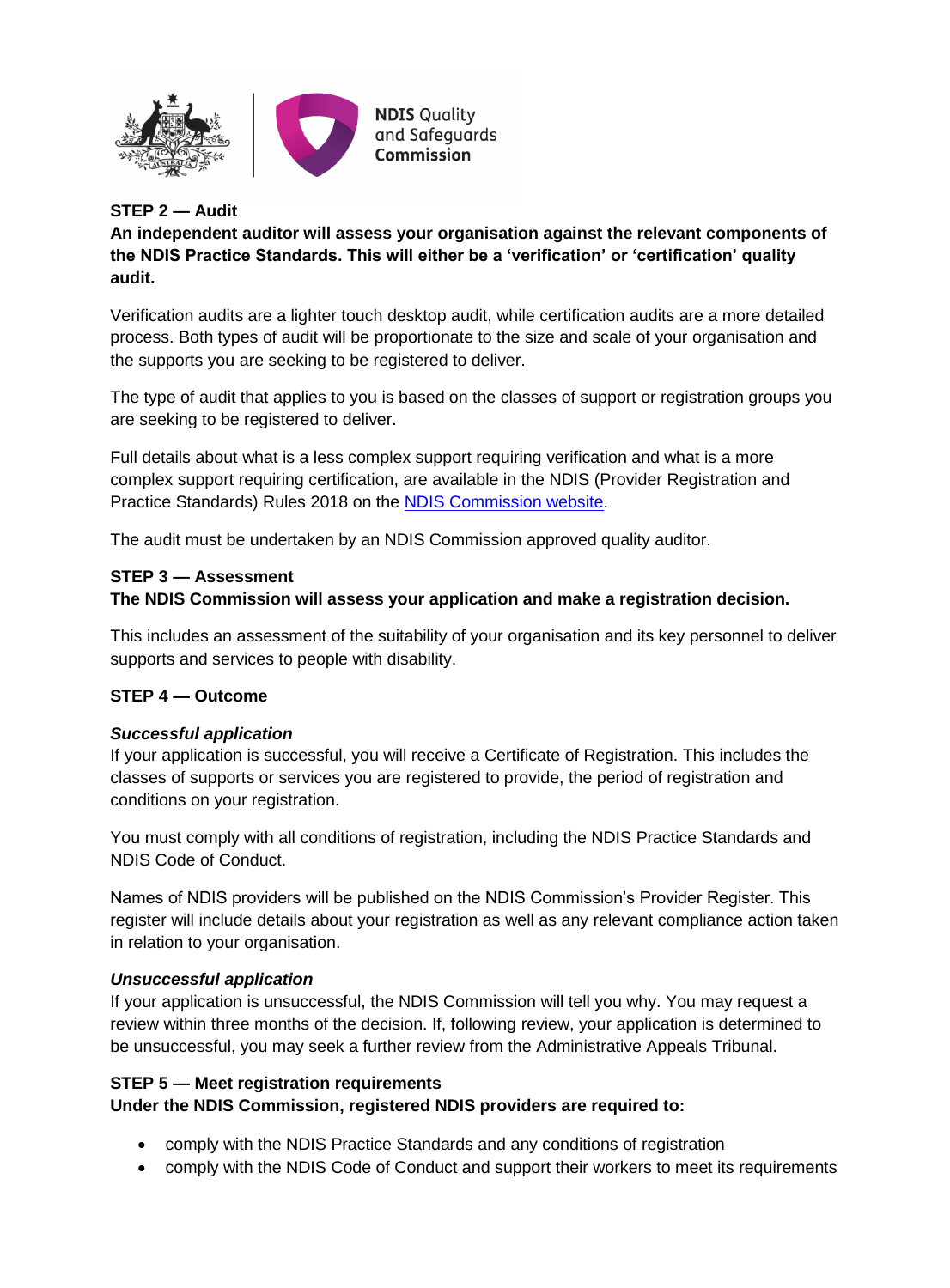**STEP 2 — Audit**

**An independent auditor will assess your organisation against the relevant components of the NDIS Practice Standards. This will either be a 'verification' or 'certification' quality audit.**

Verification audits are a lighter touch desktop audit, while certification audits are a more detailed process. Both types of audit will be proportionate to the size and scale of your organisation and the supports you are seeking to be registered to deliver.

The type of audit that applies to you is based on the classes of support or registration groups you are seeking to be registered to deliver.

Full details about what is a less complex support requiring verification and what is a more complex support requiring certification, are available in the NDIS (Provider Registration and Practice Standards) Rules 2018 on the NDIS Commission website.

The audit must be undertaken by an NDIS Commission approved quality auditor.

**STEP 3 — Assessment**

**The NDIS Commission will assess your application and make a registration decision.**

This includes an assessment of the suitability of your organisation and its key personnel to deliver supports and services to people with disability.

**STEP 4 — Outcome**

***Successful application***

If your application is successful, you will receive a Certificate of Registration. This includes the classes of supports or services you are registered to provide, the period of registration and conditions on your registration.

You must comply with all conditions of registration, including the NDIS Practice Standards and NDIS Code of Conduct.

Names of NDIS providers will be published on the NDIS Commission's Provider Register. This register will include details about your registration as well as any relevant compliance action taken in relation to your organisation.

***Unsuccessful application***

If your application is unsuccessful, the NDIS Commission will tell you why. You may request a review within three months of the decision. If, following review, your application is determined to be unsuccessful, you may seek a further review from the Administrative Appeals Tribunal.

**STEP 5 — Meet registration requirements**

**Under the NDIS Commission, registered NDIS providers are required to:**

- comply with the NDIS Practice Standards and any conditions of registration
- comply with the NDIS Code of Conduct and support their workers to meet its requirements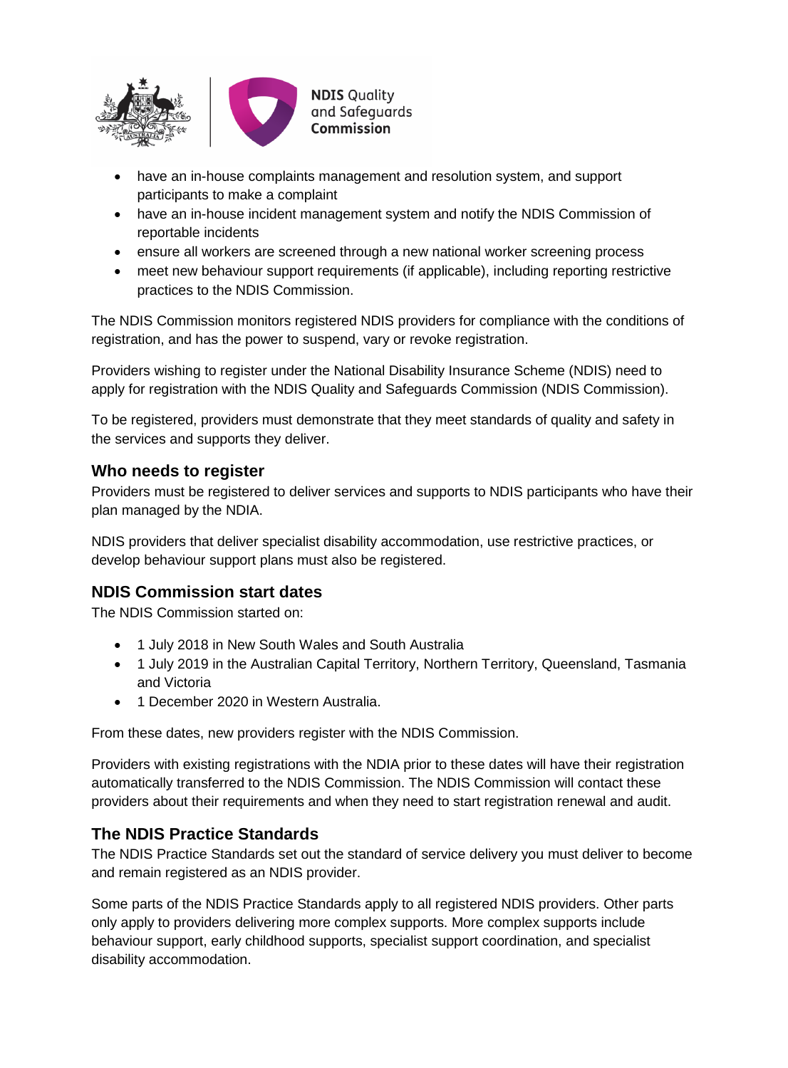- have an in-house complaints management and resolution system, and support participants to make a complaint
- have an in-house incident management system and notify the NDIS Commission of reportable incidents
- ensure all workers are screened through a new national worker screening process
- meet new behaviour support requirements (if applicable), including reporting restrictive practices to the NDIS Commission.

The NDIS Commission monitors registered NDIS providers for compliance with the conditions of registration, and has the power to suspend, vary or revoke registration.

Providers wishing to register under the National Disability Insurance Scheme (NDIS) need to apply for registration with the NDIS Quality and Safeguards Commission (NDIS Commission).

To be registered, providers must demonstrate that they meet standards of quality and safety in the services and supports they deliver.

## Who needs to register

Providers must be registered to deliver services and supports to NDIS participants who have their plan managed by the NDIA.

NDIS providers that deliver specialist disability accommodation, use restrictive practices, or develop behaviour support plans must also be registered.

## NDIS Commission start dates

The NDIS Commission started on:

- 1 July 2018 in New South Wales and South Australia
- 1 July 2019 in the Australian Capital Territory, Northern Territory, Queensland, Tasmania and Victoria
- 1 December 2020 in Western Australia.

From these dates, new providers register with the NDIS Commission.

Providers with existing registrations with the NDIA prior to these dates will have their registration automatically transferred to the NDIS Commission. The NDIS Commission will contact these providers about their requirements and when they need to start registration renewal and audit.

## The NDIS Practice Standards

The NDIS Practice Standards set out the standard of service delivery you must deliver to become and remain registered as an NDIS provider.

Some parts of the NDIS Practice Standards apply to all registered NDIS providers. Other parts only apply to providers delivering more complex supports. More complex supports include behaviour support, early childhood supports, specialist support coordination, and specialist disability accommodation.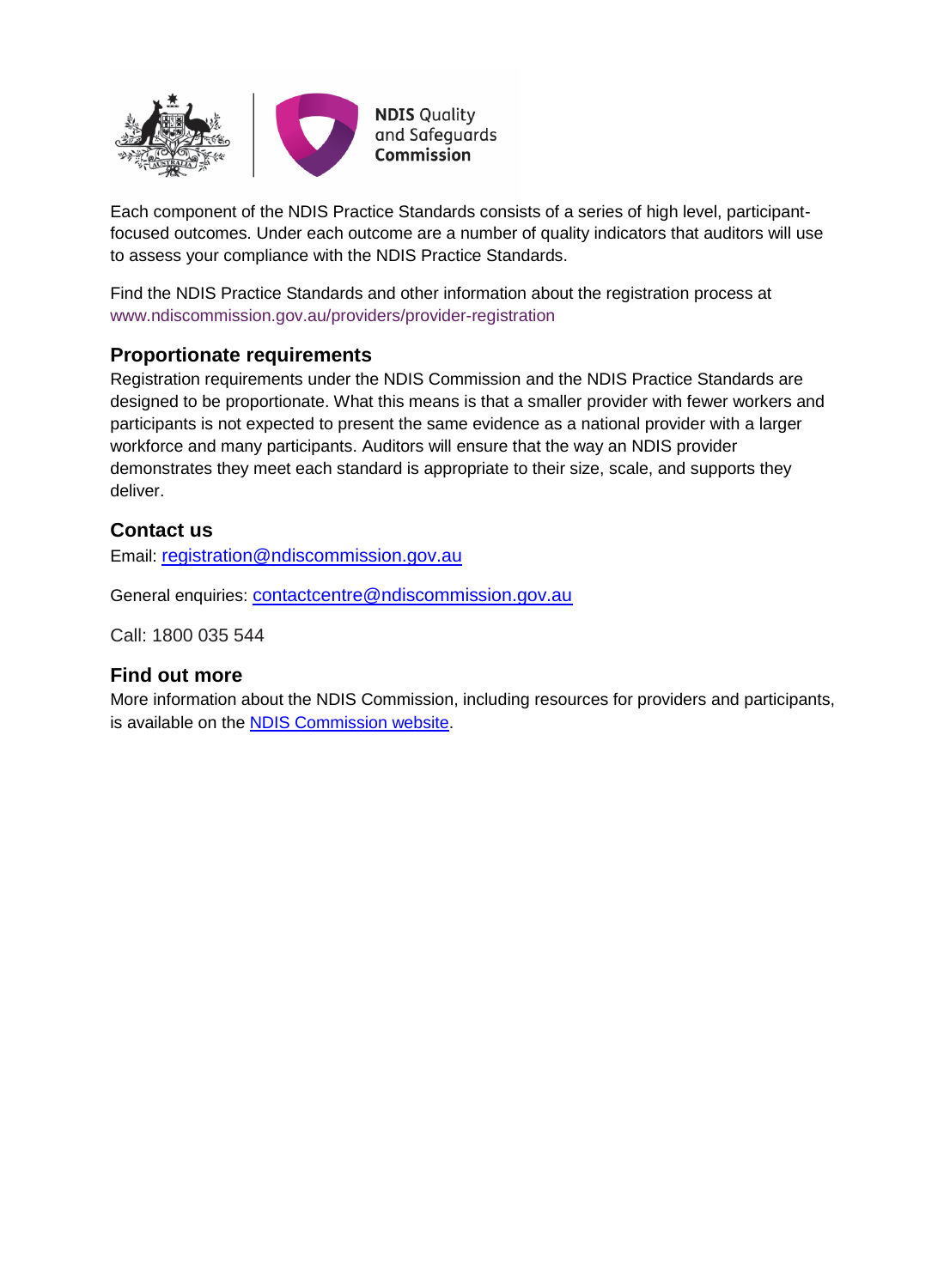Each component of the NDIS Practice Standards consists of a series of high level, participant-focused outcomes. Under each outcome are a number of quality indicators that auditors will use to assess your compliance with the NDIS Practice Standards.

Find the NDIS Practice Standards and other information about the registration process at www.ndiscommission.gov.au/providers/provider-registration

## Proportionate requirements

Registration requirements under the NDIS Commission and the NDIS Practice Standards are designed to be proportionate. What this means is that a smaller provider with fewer workers and participants is not expected to present the same evidence as a national provider with a larger workforce and many participants. Auditors will ensure that the way an NDIS provider demonstrates they meet each standard is appropriate to their size, scale, and supports they deliver.

## Contact us

Email: registration@ndiscommission.gov.au

General enquiries: contactcentre@ndiscommission.gov.au

Call: 1800 035 544

## Find out more

More information about the NDIS Commission, including resources for providers and participants, is available on the NDIS Commission website.